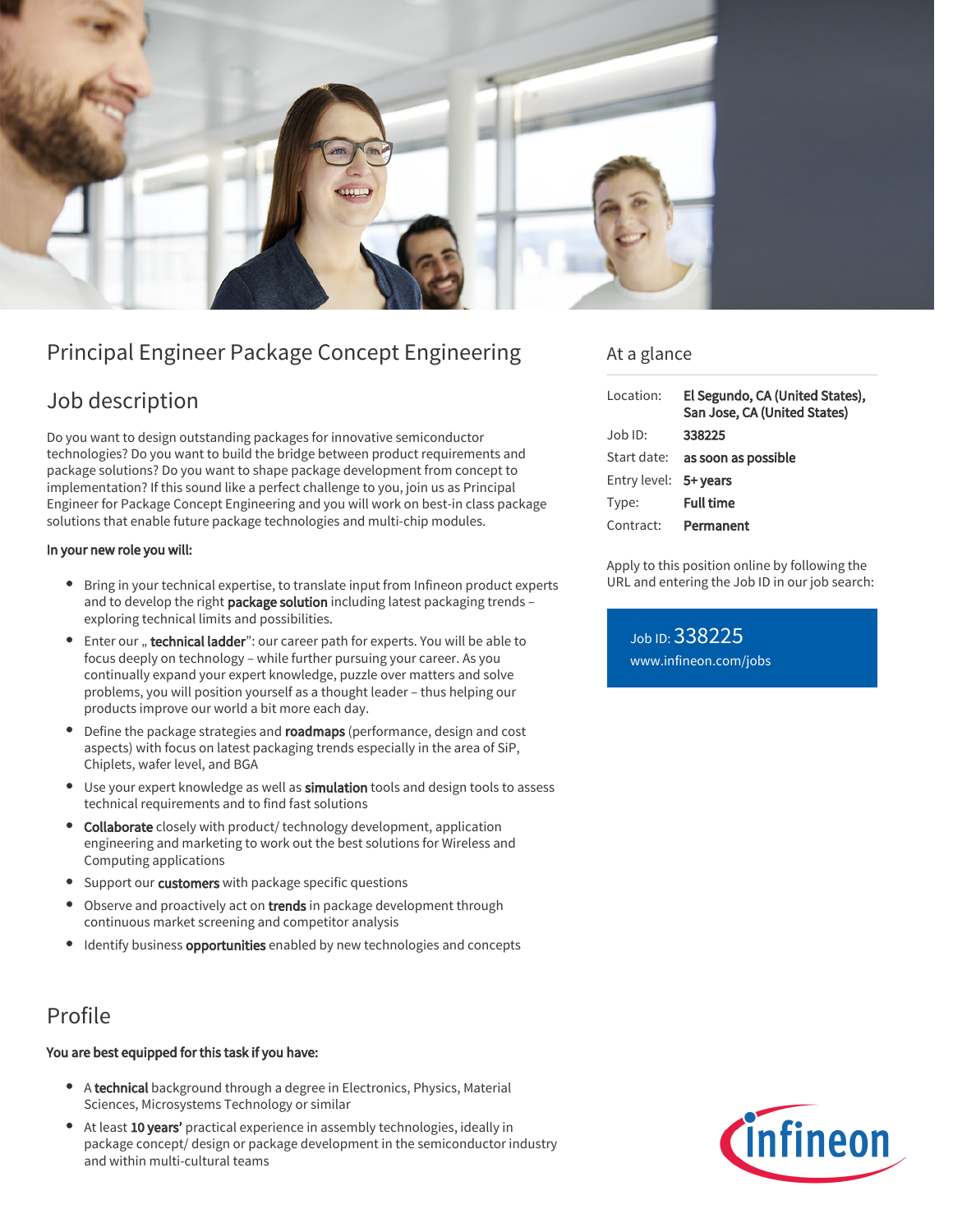# Principal Engineer Package Concept Engineering

## Job description

Do you want to design outstanding packages for innovative semiconductor technologies? Do you want to build the bridge between product requirements and package solutions? Do you want to shape package development from concept to implementation? If this sound like a perfect challenge to you, join us as Principal Engineer for Package Concept Engineering and you will work on best-in class package solutions that enable future package technologies and multi-chip modules.

**In your new role you will:**

- Bring in your technical expertise, to translate input from Infineon product experts and to develop the right **package solution** including latest packaging trends – exploring technical limits and possibilities.
- Enter our „ **technical ladder**": our career path for experts. You will be able to focus deeply on technology – while further pursuing your career. As you continually expand your expert knowledge, puzzle over matters and solve problems, you will position yourself as a thought leader – thus helping our products improve our world a bit more each day.
- Define the package strategies and **roadmaps** (performance, design and cost aspects) with focus on latest packaging trends especially in the area of SiP, Chiplets, wafer level, and BGA
- Use your expert knowledge as well as **simulation** tools and design tools to assess technical requirements and to find fast solutions
- **Collaborate** closely with product/ technology development, application engineering and marketing to work out the best solutions for Wireless and Computing applications
- Support our **customers** with package specific questions
- Observe and proactively act on **trends** in package development through continuous market screening and competitor analysis
- Identify business **opportunities** enabled by new technologies and concepts

## At a glance

| | |
|---|---|
| Location: | **El Segundo, CA (United States), San Jose, CA (United States)** |
| Job ID: | **338225** |
| Start date: | **as soon as possible** |
| Entry level: | **5+ years** |
| Type: | **Full time** |
| Contract: | **Permanent** |

Apply to this position online by following the URL and entering the Job ID in our job search:

Job ID: 338225
www.infineon.com/jobs

## Profile

**You are best equipped for this task if you have:**

- A **technical** background through a degree in Electronics, Physics, Material Sciences, Microsystems Technology or similar
- At least **10 years'** practical experience in assembly technologies, ideally in package concept/ design or package development in the semiconductor industry and within multi-cultural teams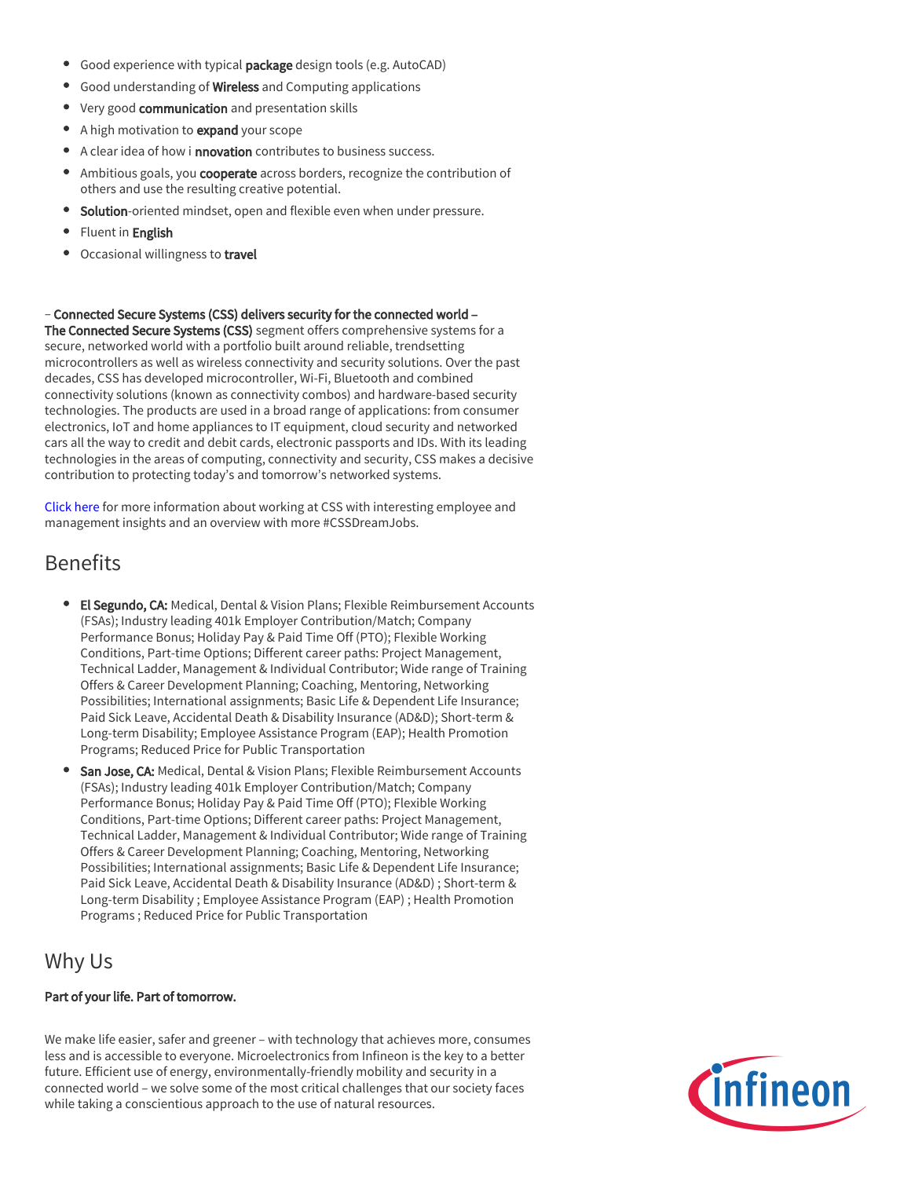- Good experience with typical **package** design tools (e.g. AutoCAD)
- Good understanding of **Wireless** and Computing applications
- Very good **communication** and presentation skills
- A high motivation to **expand** your scope
- A clear idea of how i **nnovation** contributes to business success.
- Ambitious goals, you **cooperate** across borders, recognize the contribution of others and use the resulting creative potential.
- **Solution**-oriented mindset, open and flexible even when under pressure.
- Fluent in **English**
- Occasional willingness to **travel**

– **Connected Secure Systems (CSS) delivers security for the connected world –**
**The Connected Secure Systems (CSS)** segment offers comprehensive systems for a secure, networked world with a portfolio built around reliable, trendsetting microcontrollers as well as wireless connectivity and security solutions. Over the past decades, CSS has developed microcontroller, Wi-Fi, Bluetooth and combined connectivity solutions (known as connectivity combos) and hardware-based security technologies. The products are used in a broad range of applications: from consumer electronics, IoT and home appliances to IT equipment, cloud security and networked cars all the way to credit and debit cards, electronic passports and IDs. With its leading technologies in the areas of computing, connectivity and security, CSS makes a decisive contribution to protecting today's and tomorrow's networked systems.

Click here for more information about working at CSS with interesting employee and management insights and an overview with more #CSSDreamJobs.

## Benefits

- **El Segundo, CA:** Medical, Dental & Vision Plans; Flexible Reimbursement Accounts (FSAs); Industry leading 401k Employer Contribution/Match; Company Performance Bonus; Holiday Pay & Paid Time Off (PTO); Flexible Working Conditions, Part-time Options; Different career paths: Project Management, Technical Ladder, Management & Individual Contributor; Wide range of Training Offers & Career Development Planning; Coaching, Mentoring, Networking Possibilities; International assignments; Basic Life & Dependent Life Insurance; Paid Sick Leave, Accidental Death & Disability Insurance (AD&D); Short-term & Long-term Disability; Employee Assistance Program (EAP); Health Promotion Programs; Reduced Price for Public Transportation
- **San Jose, CA:** Medical, Dental & Vision Plans; Flexible Reimbursement Accounts (FSAs); Industry leading 401k Employer Contribution/Match; Company Performance Bonus; Holiday Pay & Paid Time Off (PTO); Flexible Working Conditions, Part-time Options; Different career paths: Project Management, Technical Ladder, Management & Individual Contributor; Wide range of Training Offers & Career Development Planning; Coaching, Mentoring, Networking Possibilities; International assignments; Basic Life & Dependent Life Insurance; Paid Sick Leave, Accidental Death & Disability Insurance (AD&D) ; Short-term & Long-term Disability ; Employee Assistance Program (EAP) ; Health Promotion Programs ; Reduced Price for Public Transportation

## Why Us

**Part of your life. Part of tomorrow.**

We make life easier, safer and greener – with technology that achieves more, consumes less and is accessible to everyone. Microelectronics from Infineon is the key to a better future. Efficient use of energy, environmentally-friendly mobility and security in a connected world – we solve some of the most critical challenges that our society faces while taking a conscientious approach to the use of natural resources.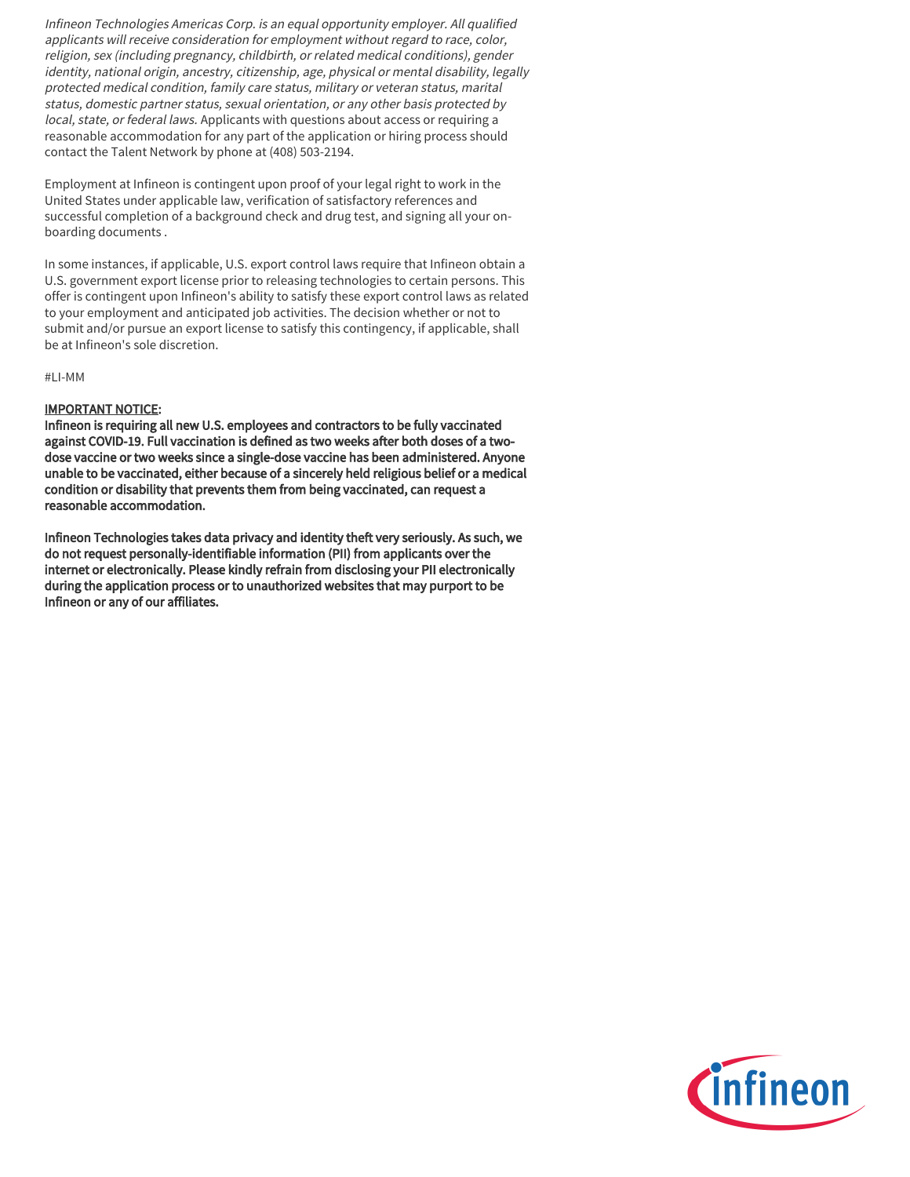*Infineon Technologies Americas Corp. is an equal opportunity employer. All qualified applicants will receive consideration for employment without regard to race, color, religion, sex (including pregnancy, childbirth, or related medical conditions), gender identity, national origin, ancestry, citizenship, age, physical or mental disability, legally protected medical condition, family care status, military or veteran status, marital status, domestic partner status, sexual orientation, or any other basis protected by local, state, or federal laws.* Applicants with questions about access or requiring a reasonable accommodation for any part of the application or hiring process should contact the Talent Network by phone at (408) 503-2194.

Employment at Infineon is contingent upon proof of your legal right to work in the United States under applicable law, verification of satisfactory references and successful completion of a background check and drug test, and signing all your on-boarding documents .

In some instances, if applicable, U.S. export control laws require that Infineon obtain a U.S. government export license prior to releasing technologies to certain persons. This offer is contingent upon Infineon's ability to satisfy these export control laws as related to your employment and anticipated job activities. The decision whether or not to submit and/or pursue an export license to satisfy this contingency, if applicable, shall be at Infineon's sole discretion.

#LI-MM

**IMPORTANT NOTICE:**
**Infineon is requiring all new U.S. employees and contractors to be fully vaccinated against COVID-19. Full vaccination is defined as two weeks after both doses of a two-dose vaccine or two weeks since a single-dose vaccine has been administered. Anyone unable to be vaccinated, either because of a sincerely held religious belief or a medical condition or disability that prevents them from being vaccinated, can request a reasonable accommodation.**

**Infineon Technologies takes data privacy and identity theft very seriously. As such, we do not request personally-identifiable information (PII) from applicants over the internet or electronically. Please kindly refrain from disclosing your PII electronically during the application process or to unauthorized websites that may purport to be Infineon or any of our affiliates.**